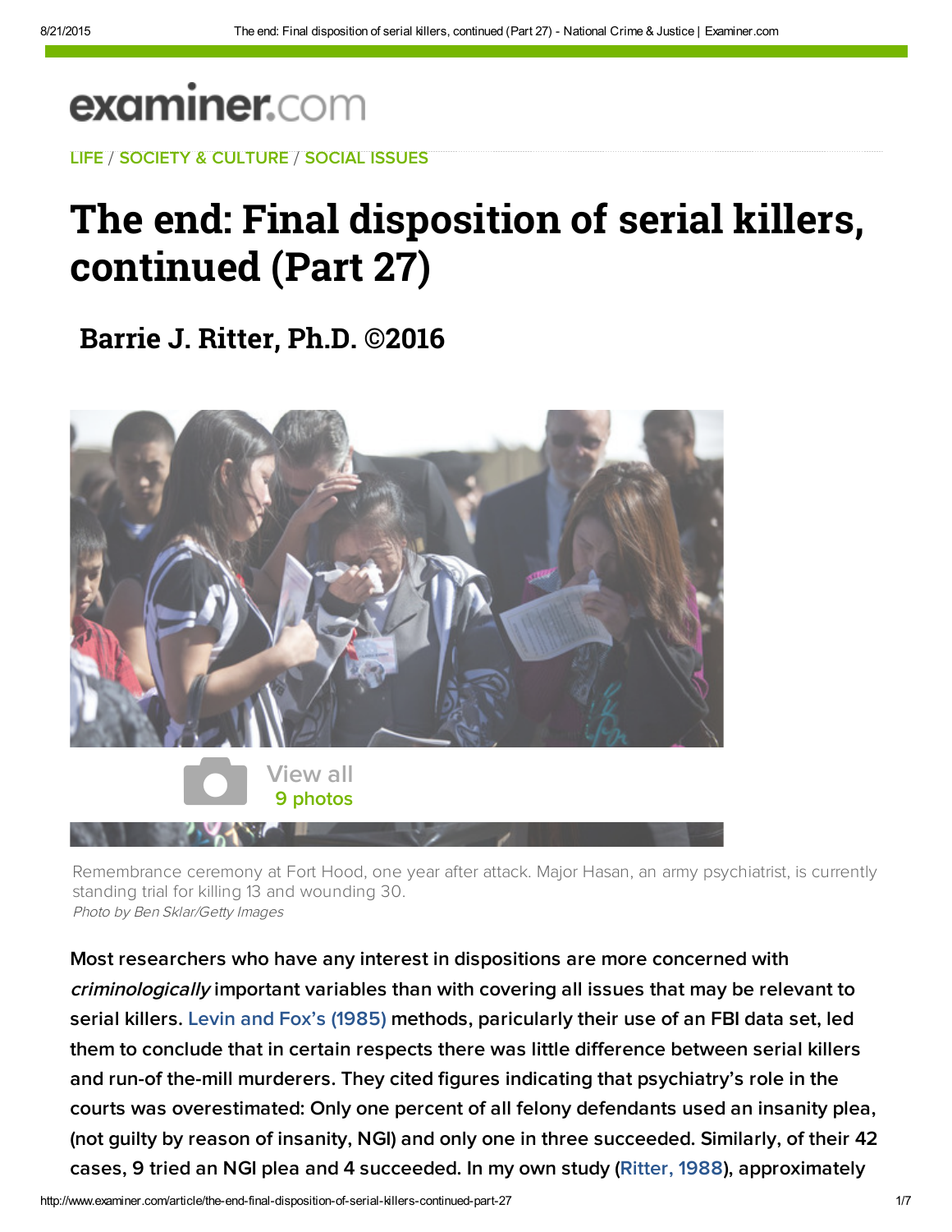examiner.com

LIFE / SOCIETY & CULTURE / SOCIAL ISSUES

# The end: Final disposition of serial killers, continued (Part 27)

## Barrie J. Ritter, Ph.D. ©2016

View all 9 photos

Remembrance ceremony at Fort Hood, one year after attack. Major Hasan, an army psychiatrist, is currently standing trial for killing 13 and wounding 30.
*Photo by Ben Sklar/Getty Images*

Most researchers who have any interest in dispositions are more concerned with *criminologically* important variables than with covering all issues that may be relevant to serial killers. Levin and Fox's (1985) methods, paricularly their use of an FBI data set, led them to conclude that in certain respects there was little difference between serial killers and run-of the-mill murderers. They cited figures indicating that psychiatry's role in the courts was overestimated: Only one percent of all felony defendants used an insanity plea, (not guilty by reason of insanity, NGI) and only one in three succeeded. Similarly, of their 42 cases, 9 tried an NGI plea and 4 succeeded. In my own study (Ritter, 1988), approximately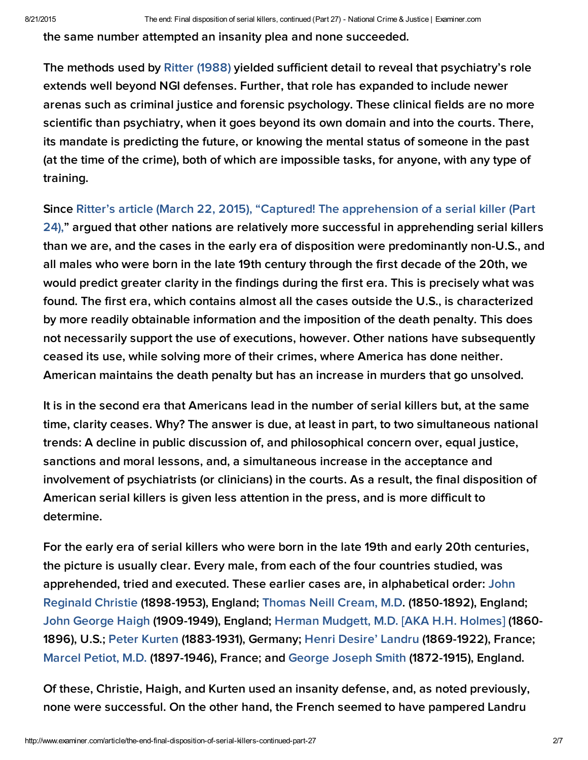the same number attempted an insanity plea and none succeeded.

The methods used by Ritter (1988) yielded sufficient detail to reveal that psychiatry's role extends well beyond NGI defenses. Further, that role has expanded to include newer arenas such as criminal justice and forensic psychology. These clinical fields are no more scientific than psychiatry, when it goes beyond its own domain and into the courts. There, its mandate is predicting the future, or knowing the mental status of someone in the past (at the time of the crime), both of which are impossible tasks, for anyone, with any type of training.

Since Ritter's article (March 22, 2015), "Captured! The apprehension of a serial killer (Part 24)," argued that other nations are relatively more successful in apprehending serial killers than we are, and the cases in the early era of disposition were predominantly non-U.S., and all males who were born in the late 19th century through the first decade of the 20th, we would predict greater clarity in the findings during the first era. This is precisely what was found. The first era, which contains almost all the cases outside the U.S., is characterized by more readily obtainable information and the imposition of the death penalty. This does not necessarily support the use of executions, however. Other nations have subsequently ceased its use, while solving more of their crimes, where America has done neither. American maintains the death penalty but has an increase in murders that go unsolved.

It is in the second era that Americans lead in the number of serial killers but, at the same time, clarity ceases. Why? The answer is due, at least in part, to two simultaneous national trends: A decline in public discussion of, and philosophical concern over, equal justice, sanctions and moral lessons, and, a simultaneous increase in the acceptance and involvement of psychiatrists (or clinicians) in the courts. As a result, the final disposition of American serial killers is given less attention in the press, and is more difficult to determine.

For the early era of serial killers who were born in the late 19th and early 20th centuries, the picture is usually clear. Every male, from each of the four countries studied, was apprehended, tried and executed. These earlier cases are, in alphabetical order: John Reginald Christie (1898-1953), England; Thomas Neill Cream, M.D. (1850-1892), England; John George Haigh (1909-1949), England; Herman Mudgett, M.D. [AKA H.H. Holmes] (1860-1896), U.S.; Peter Kurten (1883-1931), Germany; Henri Desire' Landru (1869-1922), France; Marcel Petiot, M.D. (1897-1946), France; and George Joseph Smith (1872-1915), England.

Of these, Christie, Haigh, and Kurten used an insanity defense, and, as noted previously, none were successful. On the other hand, the French seemed to have pampered Landru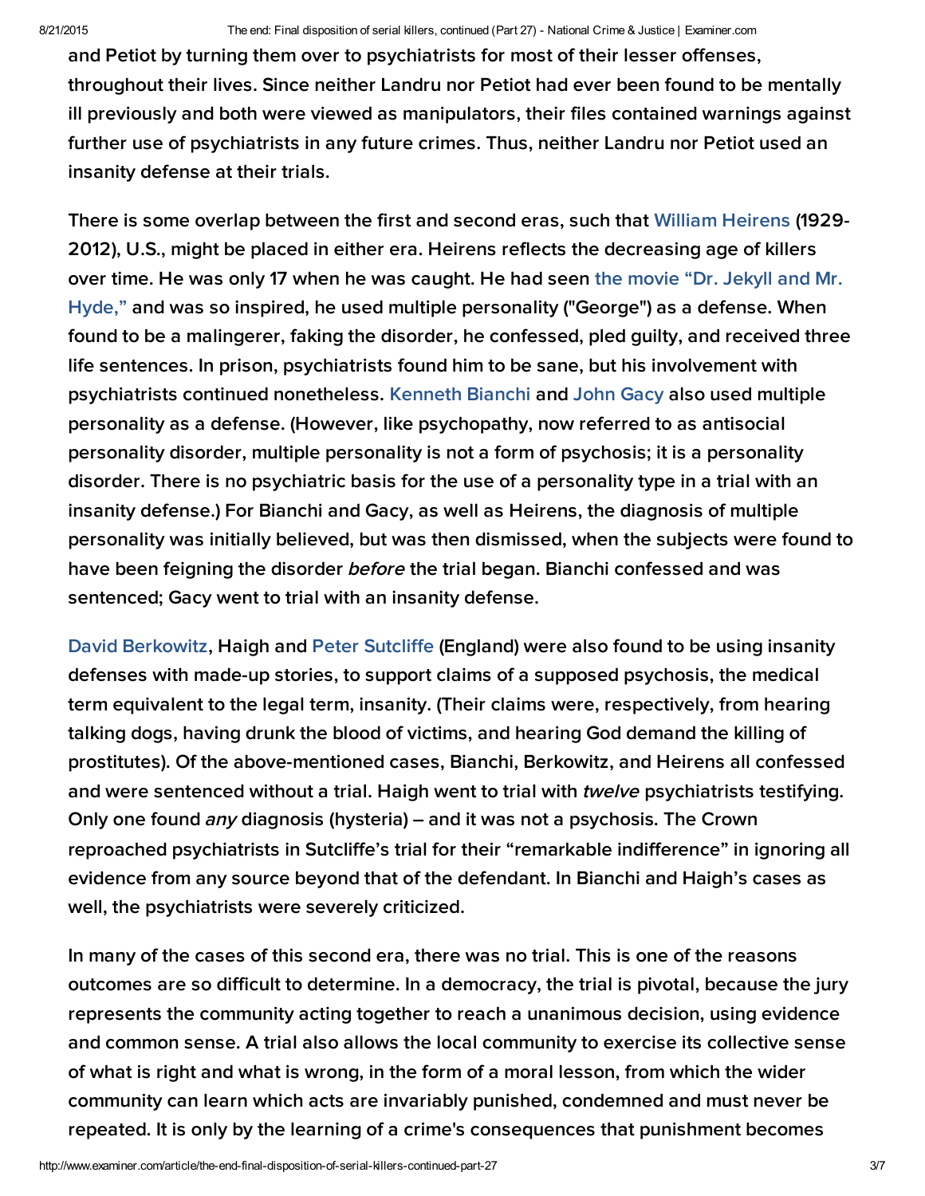and Petiot by turning them over to psychiatrists for most of their lesser offenses, throughout their lives. Since neither Landru nor Petiot had ever been found to be mentally ill previously and both were viewed as manipulators, their files contained warnings against further use of psychiatrists in any future crimes. Thus, neither Landru nor Petiot used an insanity defense at their trials.

There is some overlap between the first and second eras, such that William Heirens (1929-2012), U.S., might be placed in either era. Heirens reflects the decreasing age of killers over time. He was only 17 when he was caught. He had seen the movie "Dr. Jekyll and Mr. Hyde," and was so inspired, he used multiple personality ("George") as a defense. When found to be a malingerer, faking the disorder, he confessed, pled guilty, and received three life sentences. In prison, psychiatrists found him to be sane, but his involvement with psychiatrists continued nonetheless. Kenneth Bianchi and John Gacy also used multiple personality as a defense. (However, like psychopathy, now referred to as antisocial personality disorder, multiple personality is not a form of psychosis; it is a personality disorder. There is no psychiatric basis for the use of a personality type in a trial with an insanity defense.) For Bianchi and Gacy, as well as Heirens, the diagnosis of multiple personality was initially believed, but was then dismissed, when the subjects were found to have been feigning the disorder *before* the trial began. Bianchi confessed and was sentenced; Gacy went to trial with an insanity defense.

David Berkowitz, Haigh and Peter Sutcliffe (England) were also found to be using insanity defenses with made-up stories, to support claims of a supposed psychosis, the medical term equivalent to the legal term, insanity. (Their claims were, respectively, from hearing talking dogs, having drunk the blood of victims, and hearing God demand the killing of prostitutes). Of the above-mentioned cases, Bianchi, Berkowitz, and Heirens all confessed and were sentenced without a trial. Haigh went to trial with *twelve* psychiatrists testifying. Only one found *any* diagnosis (hysteria) – and it was not a psychosis. The Crown reproached psychiatrists in Sutcliffe's trial for their "remarkable indifference" in ignoring all evidence from any source beyond that of the defendant. In Bianchi and Haigh's cases as well, the psychiatrists were severely criticized.

In many of the cases of this second era, there was no trial. This is one of the reasons outcomes are so difficult to determine. In a democracy, the trial is pivotal, because the jury represents the community acting together to reach a unanimous decision, using evidence and common sense. A trial also allows the local community to exercise its collective sense of what is right and what is wrong, in the form of a moral lesson, from which the wider community can learn which acts are invariably punished, condemned and must never be repeated. It is only by the learning of a crime's consequences that punishment becomes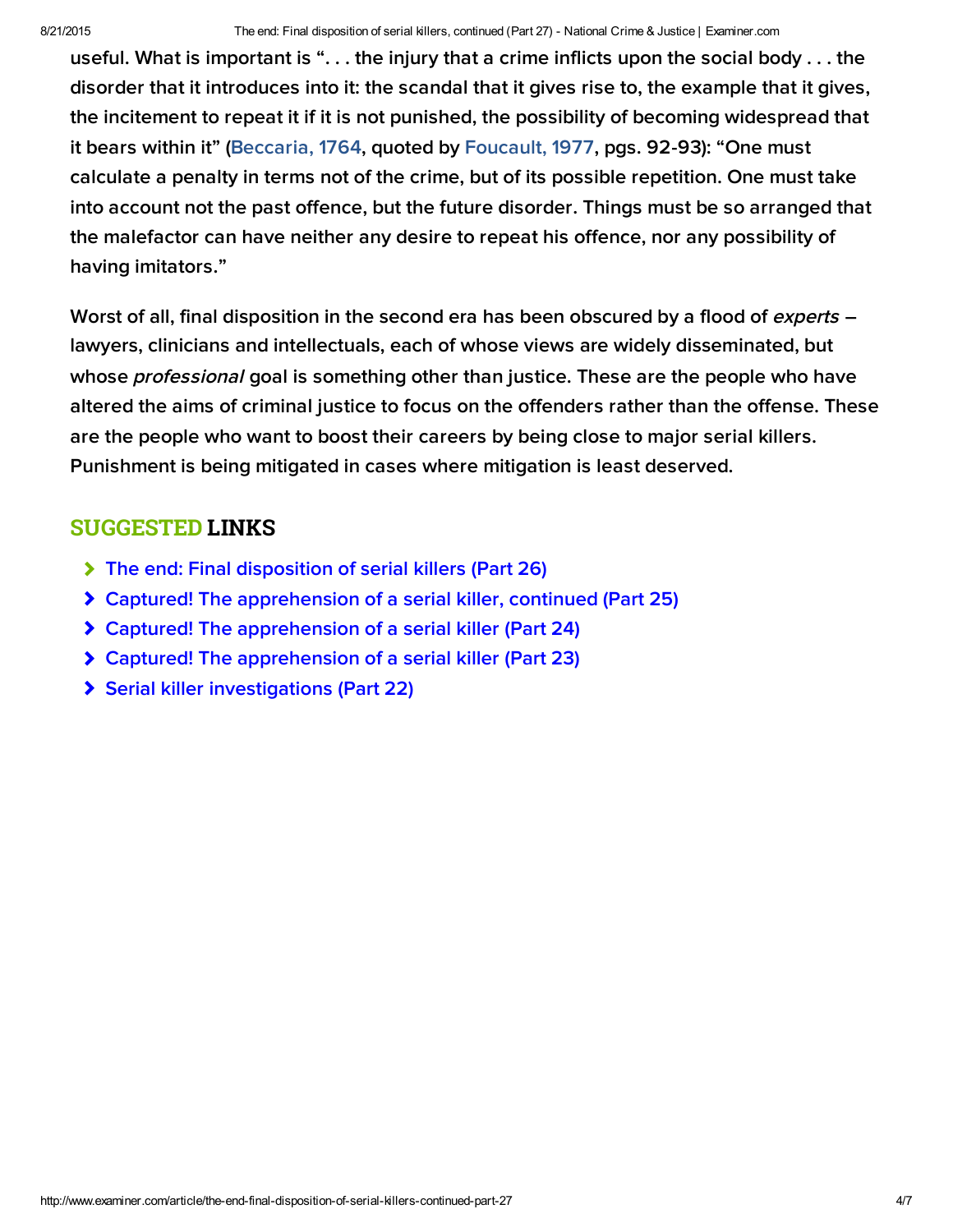useful. What is important is ". . . the injury that a crime inflicts upon the social body . . . the disorder that it introduces into it: the scandal that it gives rise to, the example that it gives, the incitement to repeat it if it is not punished, the possibility of becoming widespread that it bears within it" (Beccaria, 1764, quoted by Foucault, 1977, pgs. 92-93): "One must calculate a penalty in terms not of the crime, but of its possible repetition. One must take into account not the past offence, but the future disorder. Things must be so arranged that the malefactor can have neither any desire to repeat his offence, nor any possibility of having imitators."

Worst of all, final disposition in the second era has been obscured by a flood of *experts* – lawyers, clinicians and intellectuals, each of whose views are widely disseminated, but whose *professional* goal is something other than justice. These are the people who have altered the aims of criminal justice to focus on the offenders rather than the offense. These are the people who want to boost their careers by being close to major serial killers. Punishment is being mitigated in cases where mitigation is least deserved.

## SUGGESTED LINKS

- The end: Final disposition of serial killers (Part 26)
- Captured! The apprehension of a serial killer, continued (Part 25)
- Captured! The apprehension of a serial killer (Part 24)
- Captured! The apprehension of a serial killer (Part 23)
- Serial killer investigations (Part 22)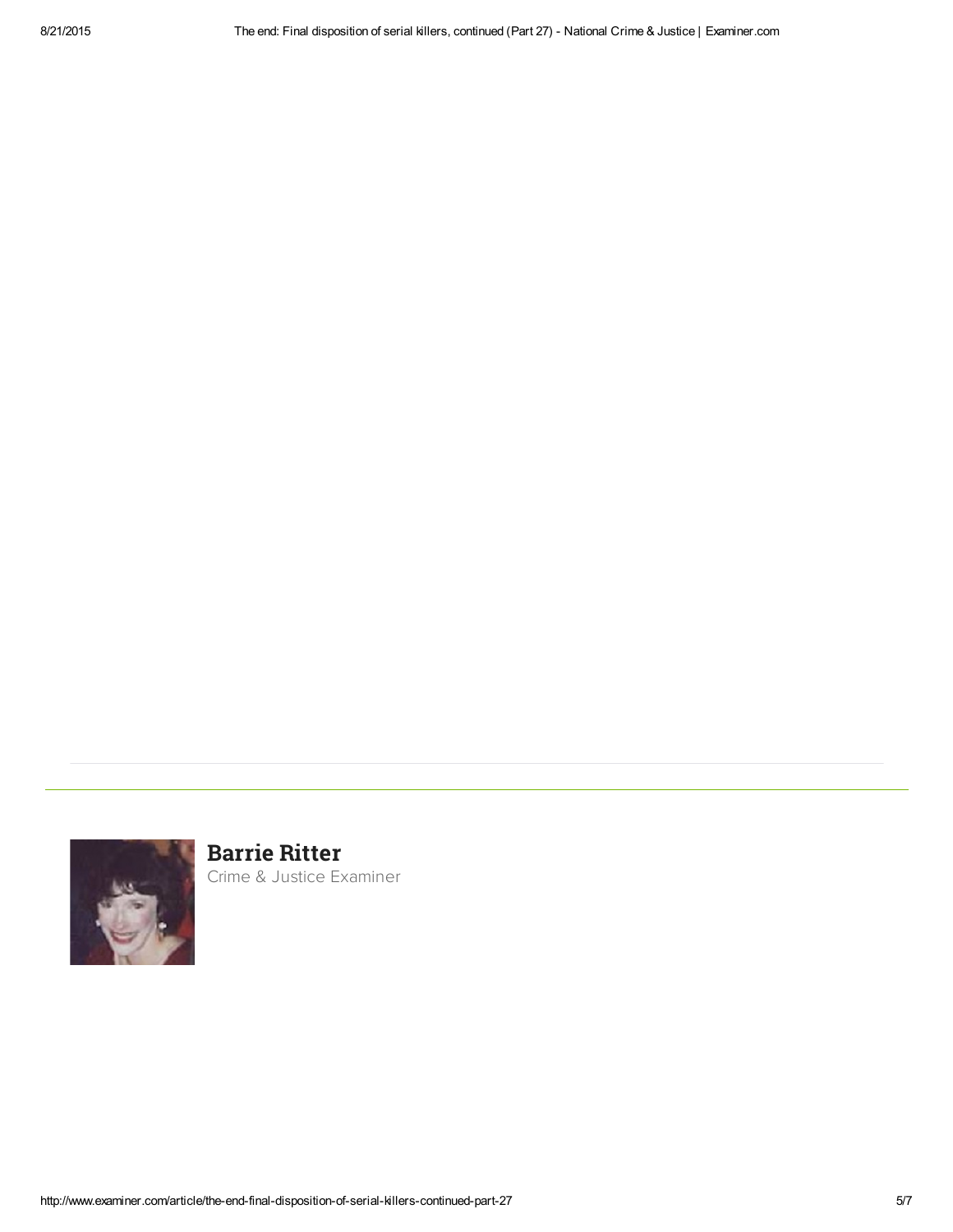**Barrie Ritter**

Crime & Justice Examiner